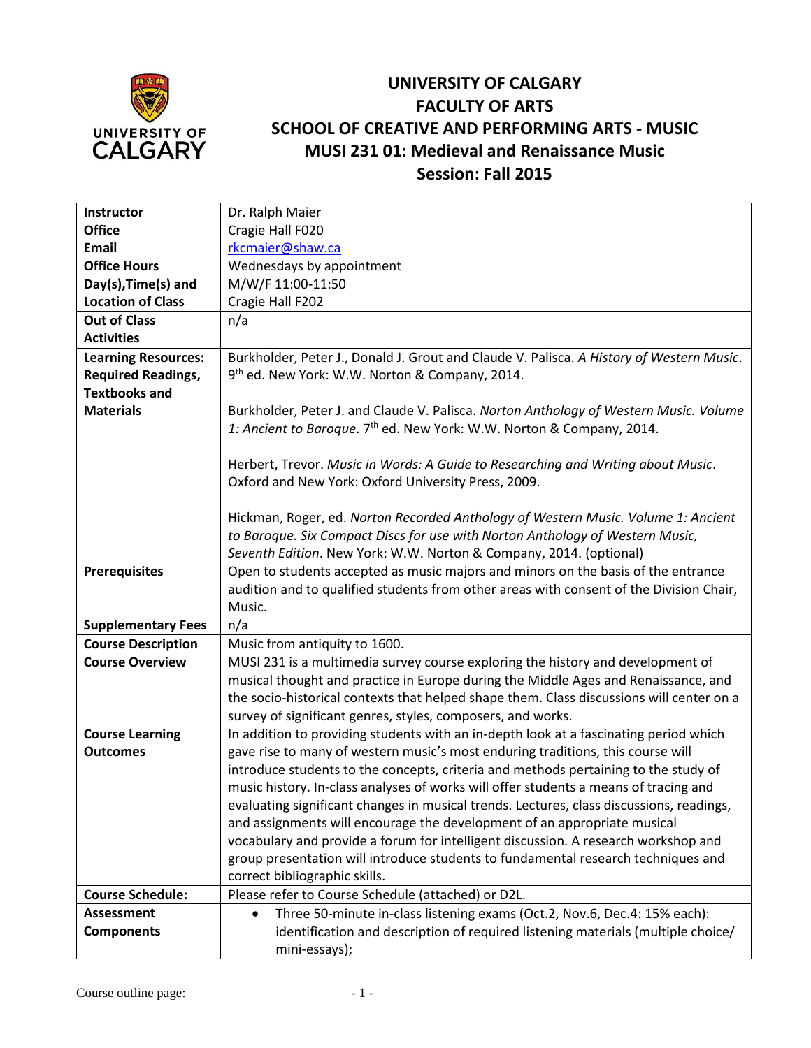# UNIVERSITY OF CALGARY
# FACULTY OF ARTS
# SCHOOL OF CREATIVE AND PERFORMING ARTS - MUSIC
# MUSI 231 01: Medieval and Renaissance Music
# Session: Fall 2015

| | |
|---|---|
| **Instructor** | Dr. Ralph Maier |
| **Office** | Cragie Hall F020 |
| **Email** | rkcmaier@shaw.ca |
| **Office Hours** | Wednesdays by appointment |
| **Day(s),Time(s) and Location of Class** | M/W/F 11:00-11:50<br>Cragie Hall F202 |
| **Out of Class Activities** | n/a |
| **Learning Resources: Required Readings, Textbooks and Materials** | Burkholder, Peter J., Donald J. Grout and Claude V. Palisca. *A History of Western Music*. 9th ed. New York: W.W. Norton & Company, 2014.<br><br>Burkholder, Peter J. and Claude V. Palisca. *Norton Anthology of Western Music. Volume 1: Ancient to Baroque*. 7th ed. New York: W.W. Norton & Company, 2014.<br><br>Herbert, Trevor. *Music in Words: A Guide to Researching and Writing about Music*. Oxford and New York: Oxford University Press, 2009.<br><br>Hickman, Roger, ed. *Norton Recorded Anthology of Western Music. Volume 1: Ancient to Baroque. Six Compact Discs for use with Norton Anthology of Western Music, Seventh Edition*. New York: W.W. Norton & Company, 2014. (optional) |
| **Prerequisites** | Open to students accepted as music majors and minors on the basis of the entrance audition and to qualified students from other areas with consent of the Division Chair, Music. |
| **Supplementary Fees** | n/a |
| **Course Description** | Music from antiquity to 1600. |
| **Course Overview** | MUSI 231 is a multimedia survey course exploring the history and development of musical thought and practice in Europe during the Middle Ages and Renaissance, and the socio-historical contexts that helped shape them. Class discussions will center on a survey of significant genres, styles, composers, and works. |
| **Course Learning Outcomes** | In addition to providing students with an in-depth look at a fascinating period which gave rise to many of western music's most enduring traditions, this course will introduce students to the concepts, criteria and methods pertaining to the study of music history. In-class analyses of works will offer students a means of tracing and evaluating significant changes in musical trends. Lectures, class discussions, readings, and assignments will encourage the development of an appropriate musical vocabulary and provide a forum for intelligent discussion. A research workshop and group presentation will introduce students to fundamental research techniques and correct bibliographic skills. |
| **Course Schedule:** | Please refer to Course Schedule (attached) or D2L. |
| **Assessment Components** | • Three 50-minute in-class listening exams (Oct.2, Nov.6, Dec.4: 15% each): identification and description of required listening materials (multiple choice/ mini-essays); |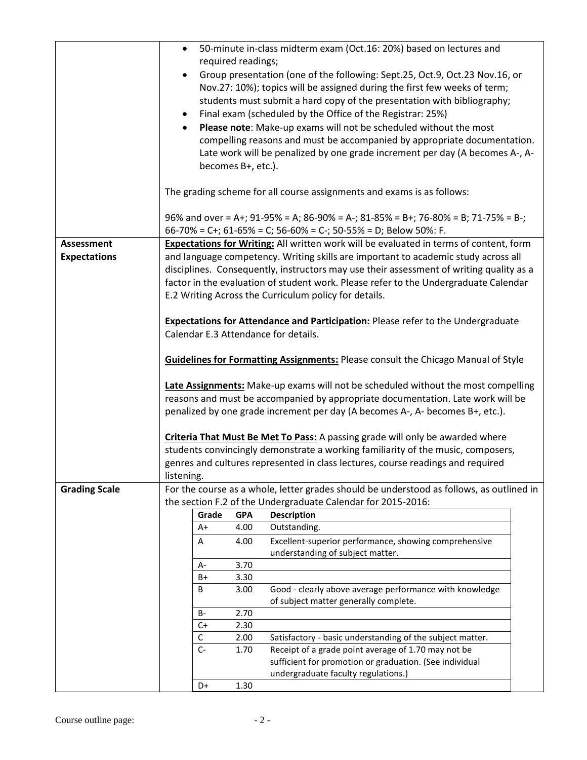| | |
|---|---|
| | • 50-minute in-class midterm exam (Oct.16: 20%) based on lectures and required readings;<br>• Group presentation (one of the following: Sept.25, Oct.9, Oct.23 Nov.16, or Nov.27: 10%); topics will be assigned during the first few weeks of term; students must submit a hard copy of the presentation with bibliography;<br>• Final exam (scheduled by the Office of the Registrar: 25%)<br>• **Please note**: Make-up exams will not be scheduled without the most compelling reasons and must be accompanied by appropriate documentation. Late work will be penalized by one grade increment per day (A becomes A-, A- becomes B+, etc.).<br><br>The grading scheme for all course assignments and exams is as follows:<br><br>96% and over = A+; 91-95% = A; 86-90% = A-; 81-85% = B+; 76-80% = B; 71-75% = B-; 66-70% = C+; 61-65% = C; 56-60% = C-; 50-55% = D; Below 50%: F. |
| **Assessment Expectations** | **Expectations for Writing:** All written work will be evaluated in terms of content, form and language competency. Writing skills are important to academic study across all disciplines. Consequently, instructors may use their assessment of writing quality as a factor in the evaluation of student work. Please refer to the Undergraduate Calendar E.2 Writing Across the Curriculum policy for details.<br><br>**Expectations for Attendance and Participation:** Please refer to the Undergraduate Calendar E.3 Attendance for details.<br><br>**Guidelines for Formatting Assignments:** Please consult the Chicago Manual of Style<br><br>**Late Assignments:** Make-up exams will not be scheduled without the most compelling reasons and must be accompanied by appropriate documentation. Late work will be penalized by one grade increment per day (A becomes A-, A- becomes B+, etc.).<br><br>**Criteria That Must Be Met To Pass:** A passing grade will only be awarded where students convincingly demonstrate a working familiarity of the music, composers, genres and cultures represented in class lectures, course readings and required listening. |
| **Grading Scale** | For the course as a whole, letter grades should be understood as follows, as outlined in the section F.2 of the Undergraduate Calendar for 2015-2016: |

| Grade | GPA | Description |
|---|---|---|
| A+ | 4.00 | Outstanding. |
| A | 4.00 | Excellent-superior performance, showing comprehensive understanding of subject matter. |
| A- | 3.70 | |
| B+ | 3.30 | |
| B | 3.00 | Good - clearly above average performance with knowledge of subject matter generally complete. |
| B- | 2.70 | |
| C+ | 2.30 | |
| C | 2.00 | Satisfactory - basic understanding of the subject matter. |
| C- | 1.70 | Receipt of a grade point average of 1.70 may not be sufficient for promotion or graduation. (See individual undergraduate faculty regulations.) |
| D+ | 1.30 | |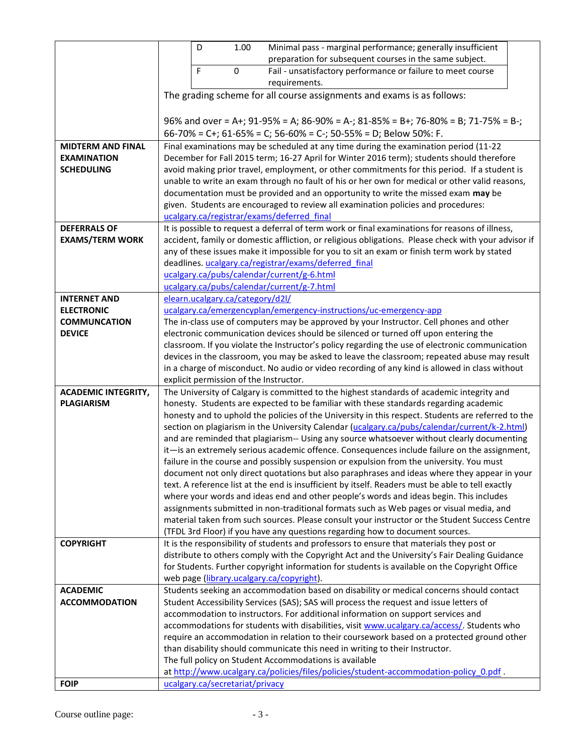| | | | |
|---|---|---|---|
| | D | 1.00 | Minimal pass - marginal performance; generally insufficient preparation for subsequent courses in the same subject. |
| | F | 0 | Fail - unsatisfactory performance or failure to meet course requirements. |

The grading scheme for all course assignments and exams is as follows:

96% and over = A+; 91-95% = A; 86-90% = A-; 81-85% = B+; 76-80% = B; 71-75% = B-; 66-70% = C+; 61-65% = C; 56-60% = C-; 50-55% = D; Below 50%: F.

| | |
|---|---|
| **MIDTERM AND FINAL EXAMINATION SCHEDULING** | Final examinations may be scheduled at any time during the examination period (11-22 December for Fall 2015 term; 16-27 April for Winter 2016 term); students should therefore avoid making prior travel, employment, or other commitments for this period. If a student is unable to write an exam through no fault of his or her own for medical or other valid reasons, documentation must be provided and an opportunity to write the missed exam **may** be given. Students are encouraged to review all examination policies and procedures: ucalgary.ca/registrar/exams/deferred_final |
| **DEFERRALS OF EXAMS/TERM WORK** | It is possible to request a deferral of term work or final examinations for reasons of illness, accident, family or domestic affliction, or religious obligations. Please check with your advisor if any of these issues make it impossible for you to sit an exam or finish term work by stated deadlines. ucalgary.ca/registrar/exams/deferred_final ucalgary.ca/pubs/calendar/current/g-6.html ucalgary.ca/pubs/calendar/current/g-7.html |
| **INTERNET AND ELECTRONIC COMMUNCATION DEVICE** | elearn.ucalgary.ca/category/d2l/ ucalgary.ca/emergencyplan/emergency-instructions/uc-emergency-app The in-class use of computers may be approved by your Instructor. Cell phones and other electronic communication devices should be silenced or turned off upon entering the classroom. If you violate the Instructor's policy regarding the use of electronic communication devices in the classroom, you may be asked to leave the classroom; repeated abuse may result in a charge of misconduct. No audio or video recording of any kind is allowed in class without explicit permission of the Instructor. |
| **ACADEMIC INTEGRITY, PLAGIARISM** | The University of Calgary is committed to the highest standards of academic integrity and honesty. Students are expected to be familiar with these standards regarding academic honesty and to uphold the policies of the University in this respect. Students are referred to the section on plagiarism in the University Calendar (ucalgary.ca/pubs/calendar/current/k-2.html) and are reminded that plagiarism-- Using any source whatsoever without clearly documenting it—is an extremely serious academic offence. Consequences include failure on the assignment, failure in the course and possibly suspension or expulsion from the university. You must document not only direct quotations but also paraphrases and ideas where they appear in your text. A reference list at the end is insufficient by itself. Readers must be able to tell exactly where your words and ideas end and other people's words and ideas begin. This includes assignments submitted in non-traditional formats such as Web pages or visual media, and material taken from such sources. Please consult your instructor or the Student Success Centre (TFDL 3rd Floor) if you have any questions regarding how to document sources. |
| **COPYRIGHT** | It is the responsibility of students and professors to ensure that materials they post or distribute to others comply with the Copyright Act and the University's Fair Dealing Guidance for Students. Further copyright information for students is available on the Copyright Office web page (library.ucalgary.ca/copyright). |
| **ACADEMIC ACCOMMODATION** | Students seeking an accommodation based on disability or medical concerns should contact Student Accessibility Services (SAS); SAS will process the request and issue letters of accommodation to instructors. For additional information on support services and accommodations for students with disabilities, visit www.ucalgary.ca/access/. Students who require an accommodation in relation to their coursework based on a protected ground other than disability should communicate this need in writing to their Instructor. The full policy on Student Accommodations is available at http://www.ucalgary.ca/policies/files/policies/student-accommodation-policy_0.pdf . |
| **FOIP** | ucalgary.ca/secretariat/privacy |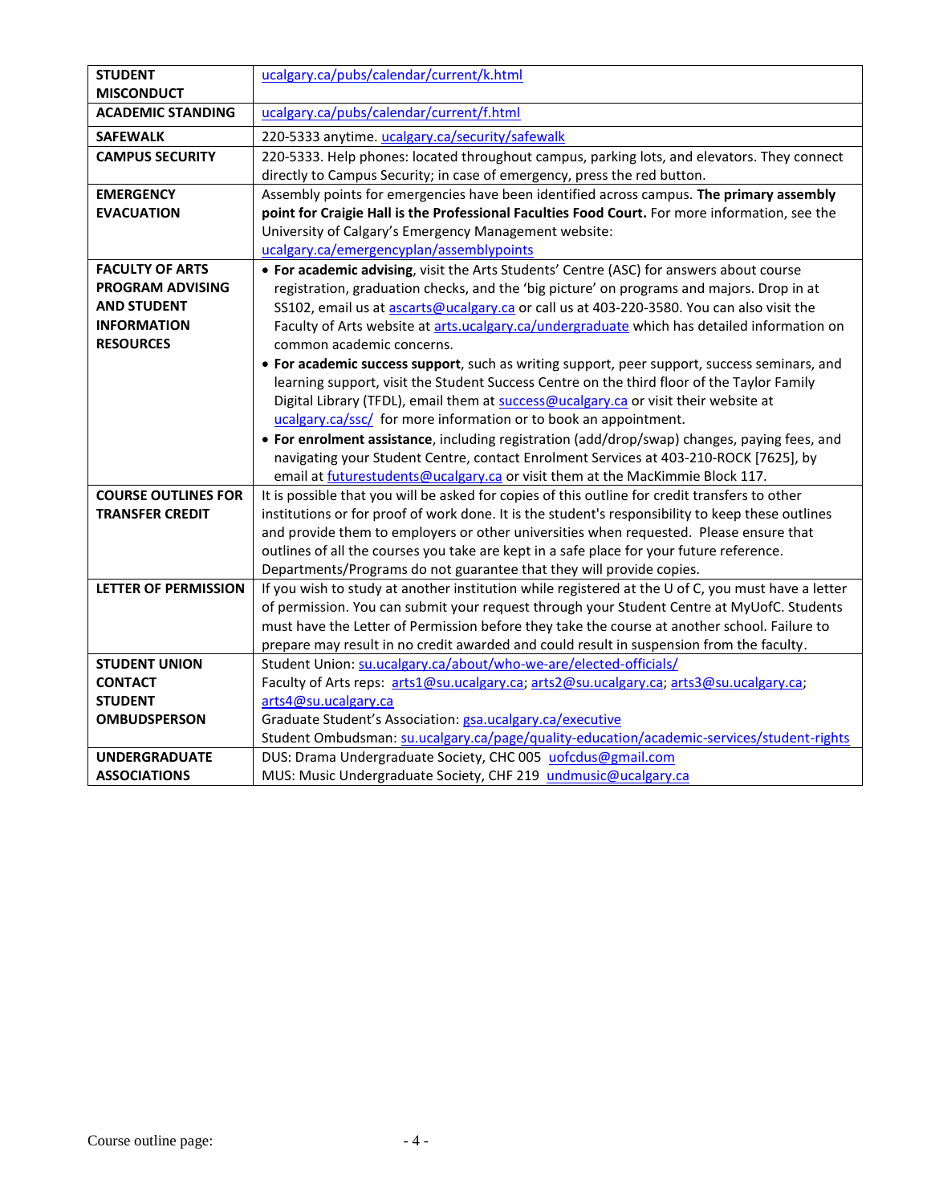| | |
|---|---|
| **STUDENT MISCONDUCT** | ucalgary.ca/pubs/calendar/current/k.html |
| **ACADEMIC STANDING** | ucalgary.ca/pubs/calendar/current/f.html |
| **SAFEWALK** | 220-5333 anytime. ucalgary.ca/security/safewalk |
| **CAMPUS SECURITY** | 220-5333. Help phones: located throughout campus, parking lots, and elevators. They connect directly to Campus Security; in case of emergency, press the red button. |
| **EMERGENCY EVACUATION** | Assembly points for emergencies have been identified across campus. **The primary assembly point for Craigie Hall is the Professional Faculties Food Court.** For more information, see the University of Calgary's Emergency Management website: ucalgary.ca/emergencyplan/assemblypoints |
| **FACULTY OF ARTS PROGRAM ADVISING AND STUDENT INFORMATION RESOURCES** | • **For academic advising**, visit the Arts Students' Centre (ASC) for answers about course registration, graduation checks, and the 'big picture' on programs and majors. Drop in at SS102, email us at ascarts@ucalgary.ca or call us at 403-220-3580. You can also visit the Faculty of Arts website at arts.ucalgary.ca/undergraduate which has detailed information on common academic concerns.<br>• **For academic success support**, such as writing support, peer support, success seminars, and learning support, visit the Student Success Centre on the third floor of the Taylor Family Digital Library (TFDL), email them at success@ucalgary.ca or visit their website at ucalgary.ca/ssc/ for more information or to book an appointment.<br>• **For enrolment assistance**, including registration (add/drop/swap) changes, paying fees, and navigating your Student Centre, contact Enrolment Services at 403-210-ROCK [7625], by email at futurestudents@ucalgary.ca or visit them at the MacKimmie Block 117. |
| **COURSE OUTLINES FOR TRANSFER CREDIT** | It is possible that you will be asked for copies of this outline for credit transfers to other institutions or for proof of work done. It is the student's responsibility to keep these outlines and provide them to employers or other universities when requested. Please ensure that outlines of all the courses you take are kept in a safe place for your future reference. Departments/Programs do not guarantee that they will provide copies. |
| **LETTER OF PERMISSION** | If you wish to study at another institution while registered at the U of C, you must have a letter of permission. You can submit your request through your Student Centre at MyUofC. Students must have the Letter of Permission before they take the course at another school. Failure to prepare may result in no credit awarded and could result in suspension from the faculty. |
| **STUDENT UNION CONTACT STUDENT OMBUDSPERSON** | Student Union: su.ucalgary.ca/about/who-we-are/elected-officials/<br>Faculty of Arts reps: arts1@su.ucalgary.ca; arts2@su.ucalgary.ca; arts3@su.ucalgary.ca; arts4@su.ucalgary.ca<br>Graduate Student's Association: gsa.ucalgary.ca/executive<br>Student Ombudsman: su.ucalgary.ca/page/quality-education/academic-services/student-rights |
| **UNDERGRADUATE ASSOCIATIONS** | DUS: Drama Undergraduate Society, CHC 005 uofcdus@gmail.com<br>MUS: Music Undergraduate Society, CHF 219 undmusic@ucalgary.ca |

Course outline page: